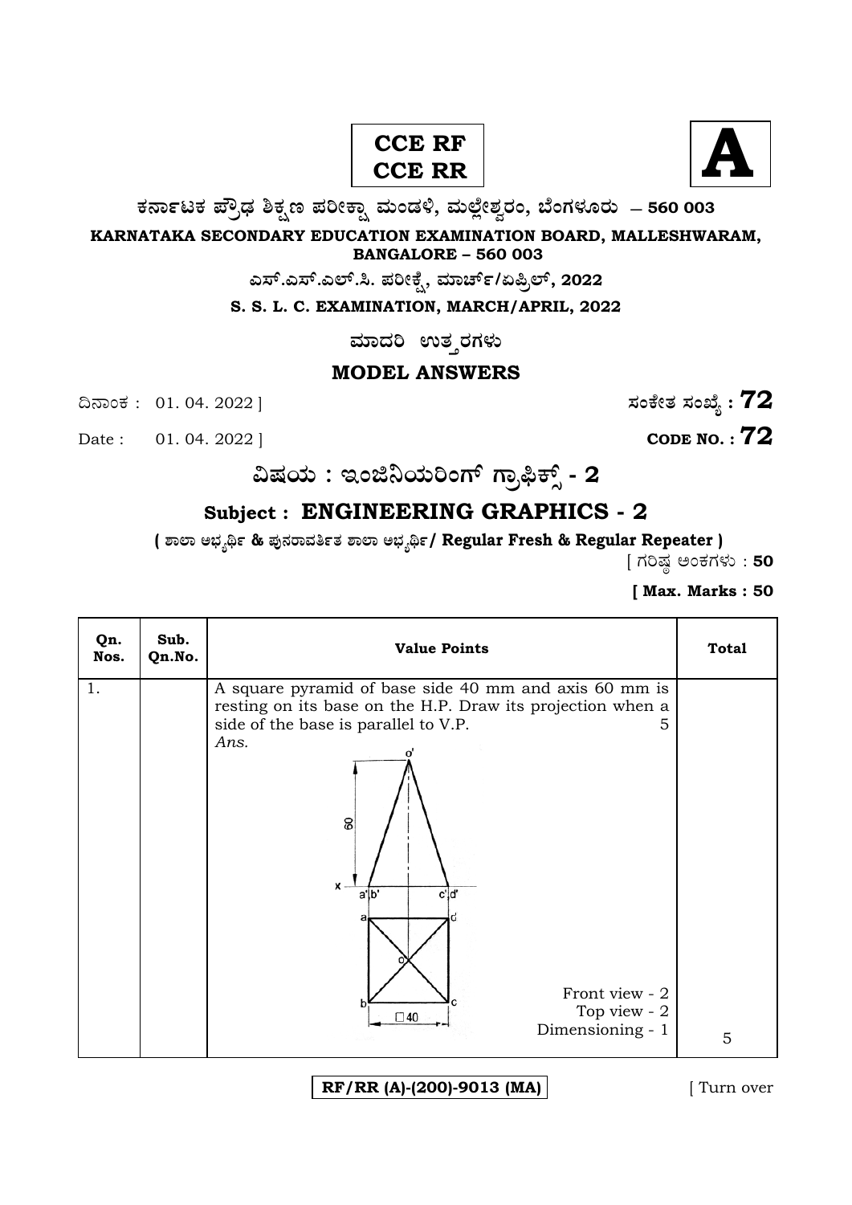**CCE RF**
**CCE RR**

**A**

**ಕರ್ನಾಟಕ ಪ್ರೌಢ ಶಿಕ್ಷಣ ಪರೀಕ್ಷಾ ಮಂಡಳಿ, ಮಲ್ಲೇಶ್ವರಂ, ಬೆಂಗಳೂರು – 560 003**

**KARNATAKA SECONDARY EDUCATION EXAMINATION BOARD, MALLESHWARAM, BANGALORE – 560 003**

**ಎಸ್.ಎಸ್.ಎಲ್.ಸಿ. ಪರೀಕ್ಷೆ, ಮಾರ್ಚ್/ಏಪ್ರಿಲ್, 2022**

**S. S. L. C. EXAMINATION, MARCH/APRIL, 2022**

**ಮಾದರಿ ಉತ್ತರಗಳು**

## MODEL ANSWERS

ದಿನಾಂಕ : 01. 04. 2022 ] **ಸಂಕೇತ ಸಂಖ್ಯೆ : 72**

Date : 01. 04. 2022 ] **CODE NO. : 72**

## ವಿಷಯ : ಇಂಜಿನಿಯರಿಂಗ್ ಗ್ರಾಫಿಕ್ಸ್ - 2

## Subject : ENGINEERING GRAPHICS - 2

**( ಶಾಲಾ ಅಭ್ಯರ್ಥಿ & ಪುನರಾವರ್ತಿತ ಶಾಲಾ ಅಭ್ಯರ್ಥಿ / Regular Fresh & Regular Repeater )**

[ ಗರಿಷ್ಠ ಅಂಕಗಳು : **50**

**[ Max. Marks : 50**

| Qn. Nos. | Sub. Qn.No. | Value Points | Total |
|---|---|---|---|
| 1. | | A square pyramid of base side 40 mm and axis 60 mm is resting on its base on the H.P. Draw its projection when a side of the base is parallel to V.P. 5<br>*Ans.*<br>[Drawing: front view with apex o', height 60, base a' b' c' d' on x line; top view square a, b, c, d with centre o, □40]<br>Front view - 2<br>Top view - 2<br>Dimensioning - 1 | 5 |

**RF/RR (A)-(200)-9013 (MA)**

[ Turn over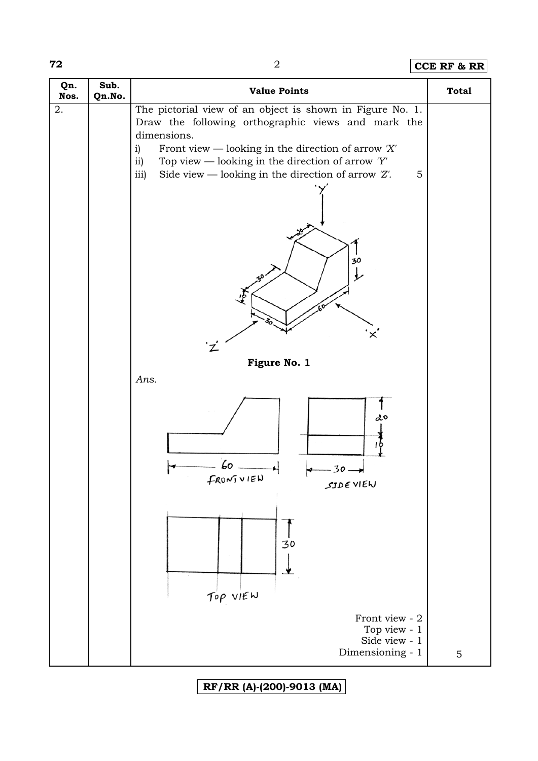| Qn. Nos. | Sub. Qn.No. | Value Points | Total |
|---|---|---|---|
| 2. | | The pictorial view of an object is shown in Figure No. 1. Draw the following orthographic views and mark the dimensions.<br>i) Front view — looking in the direction of arrow *'X'*<br>ii) Top view — looking in the direction of arrow *'Y'*<br>iii) Side view — looking in the direction of arrow *'Z'*. 5 | |
| | | **Figure No. 1** | |
| | | *Ans.* | |
| | | Front view - 2<br>Top view - 1<br>Side view - 1<br>Dimensioning - 1 | 5 |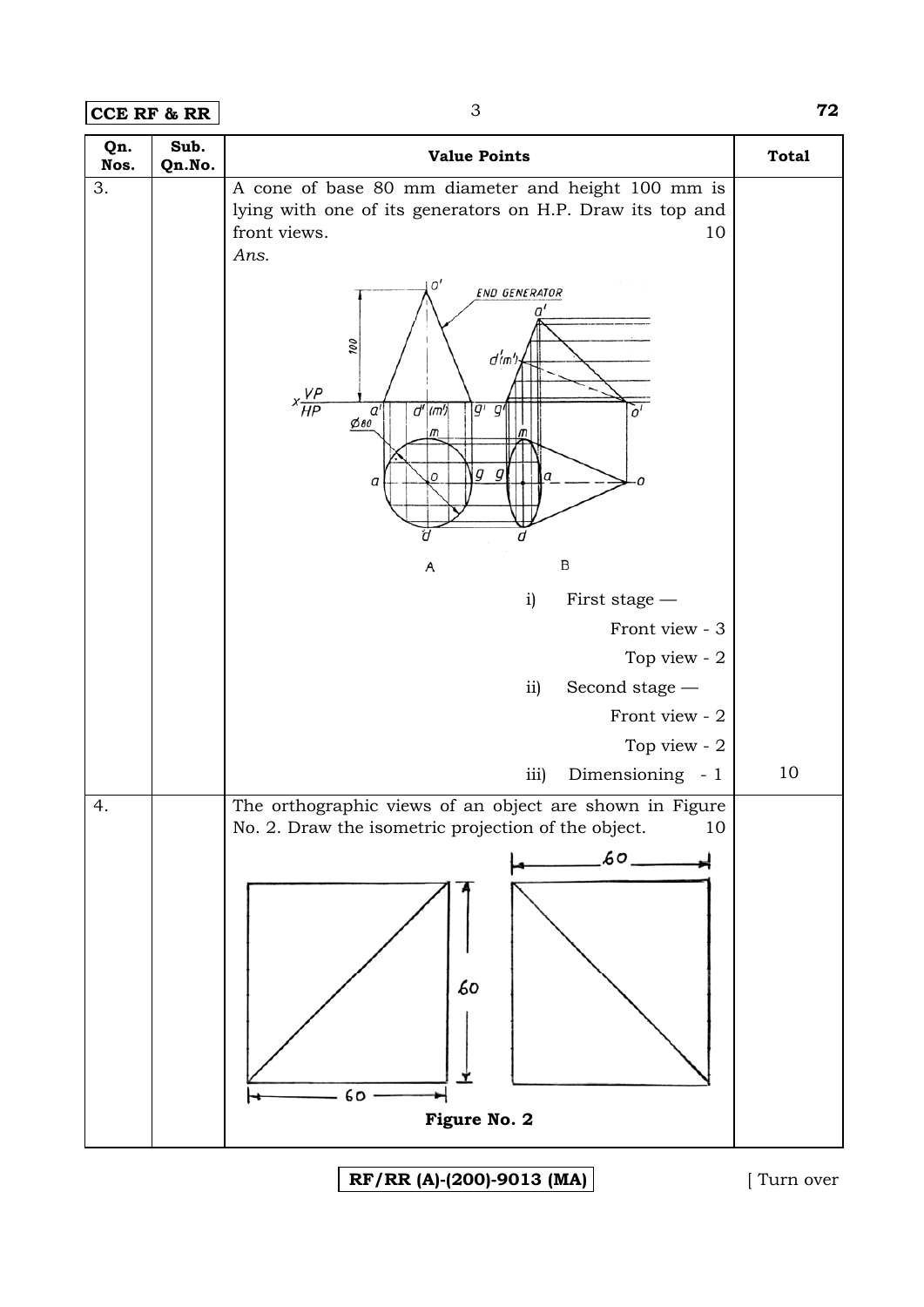| Qn. Nos. | Sub. Qn.No. | Value Points | Total |
|---|---|---|---|
| 3. | | A cone of base 80 mm diameter and height 100 mm is lying with one of its generators on H.P. Draw its top and front views. 10<br>*Ans.*<br>i) First stage —<br>Front view - 3<br>Top view - 2<br>ii) Second stage —<br>Front view - 2<br>Top view - 2<br>iii) Dimensioning - 1 | 10 |
| 4. | | The orthographic views of an object are shown in Figure No. 2. Draw the isometric projection of the object. 10<br>**Figure No. 2** | |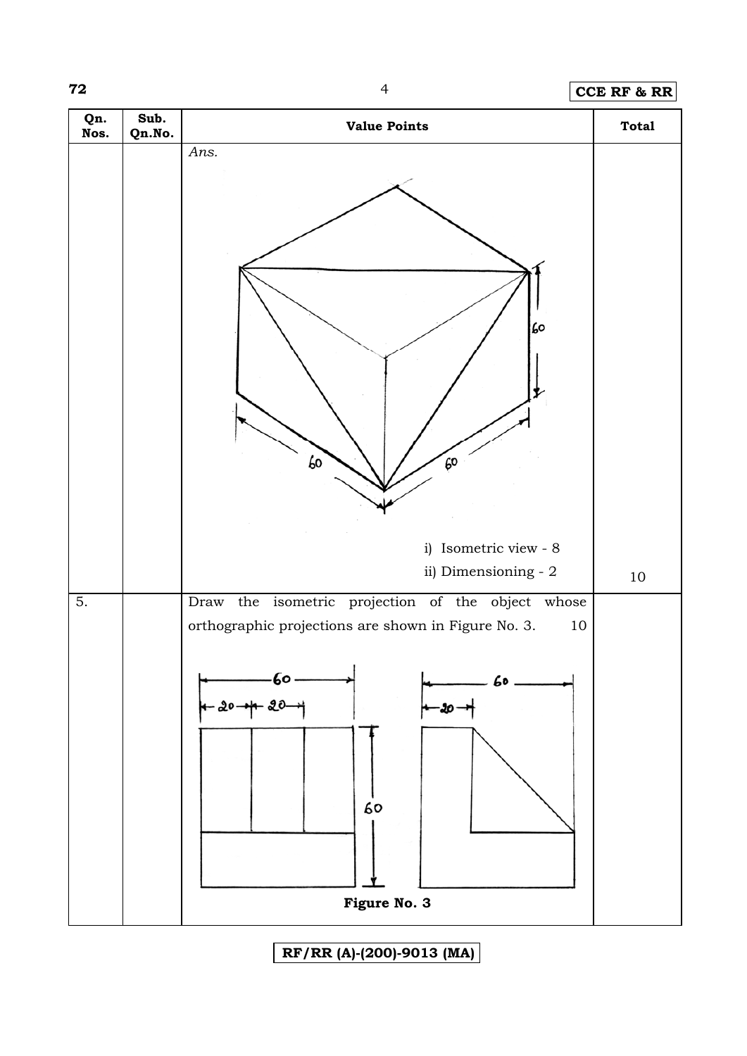| Qn. Nos. | Sub. Qn.No. | Value Points | Total |
|---|---|---|---|
| | | *Ans.* <br> i) Isometric view - 8 <br> ii) Dimensioning - 2 | 10 |
| 5. | | Draw the isometric projection of the object whose orthographic projections are shown in Figure No. 3. 10 <br> **Figure No. 3** | |

RF/RR (A)-(200)-9013 (MA)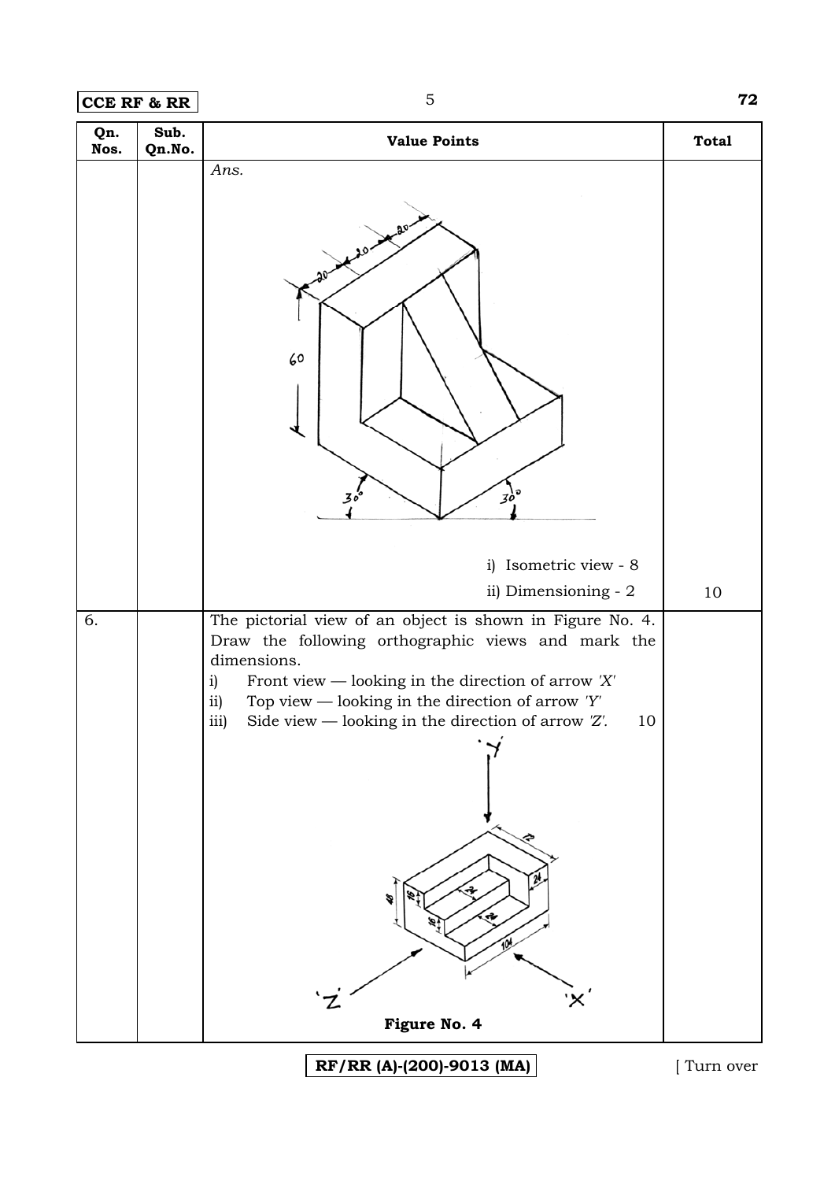| Qn. Nos. | Sub. Qn.No. | Value Points | Total |
|---|---|---|---|
| | | *Ans.* i) Isometric view - 8 ii) Dimensioning - 2 | 10 |
| 6. | | The pictorial view of an object is shown in Figure No. 4. Draw the following orthographic views and mark the dimensions. i) Front view — looking in the direction of arrow *'X'* ii) Top view — looking in the direction of arrow *'Y'* iii) Side view — looking in the direction of arrow *'Z'*. 10 **Figure No. 4** | |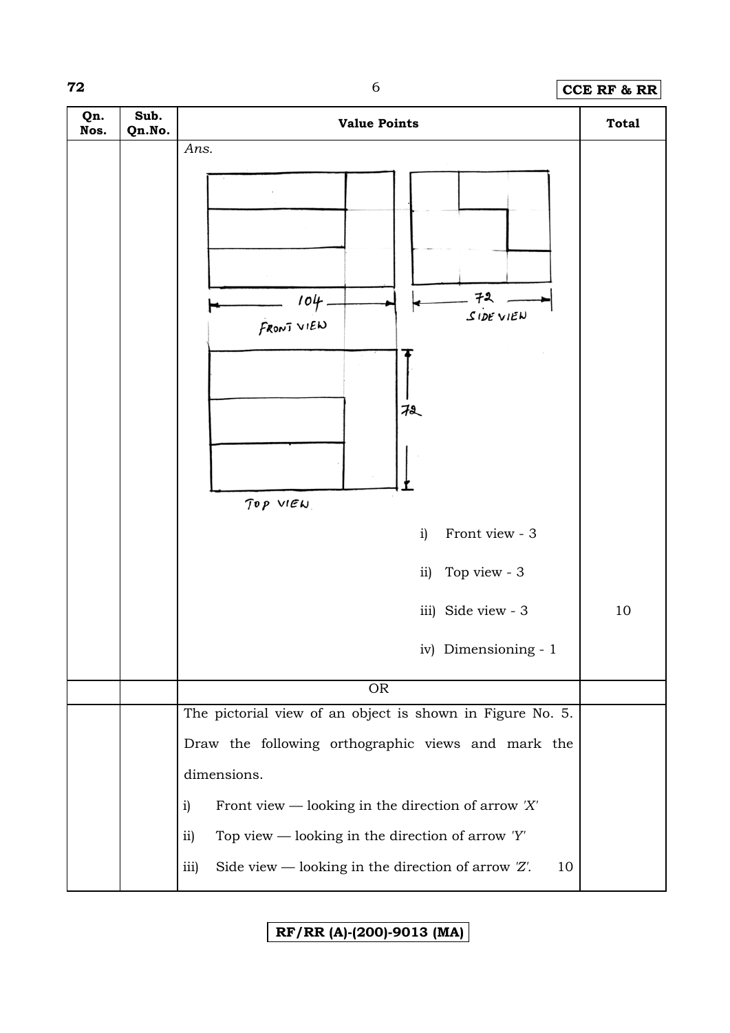| Qn. Nos. | Sub. Qn.No. | Value Points | Total |
|---|---|---|---|
| | | *Ans.* | |
| | | FRONT VIEW (104) | |
| | | SIDE VIEW (72) | |
| | | TOP VIEW (72) | |
| | | i) Front view - 3 | |
| | | ii) Top view - 3 | |
| | | iii) Side view - 3 | 10 |
| | | iv) Dimensioning - 1 | |
| | | OR | |
| | | The pictorial view of an object is shown in Figure No. 5. Draw the following orthographic views and mark the dimensions.<br>i) Front view — looking in the direction of arrow *'X'*<br>ii) Top view — looking in the direction of arrow *'Y'*<br>iii) Side view — looking in the direction of arrow *'Z'*. 10 | |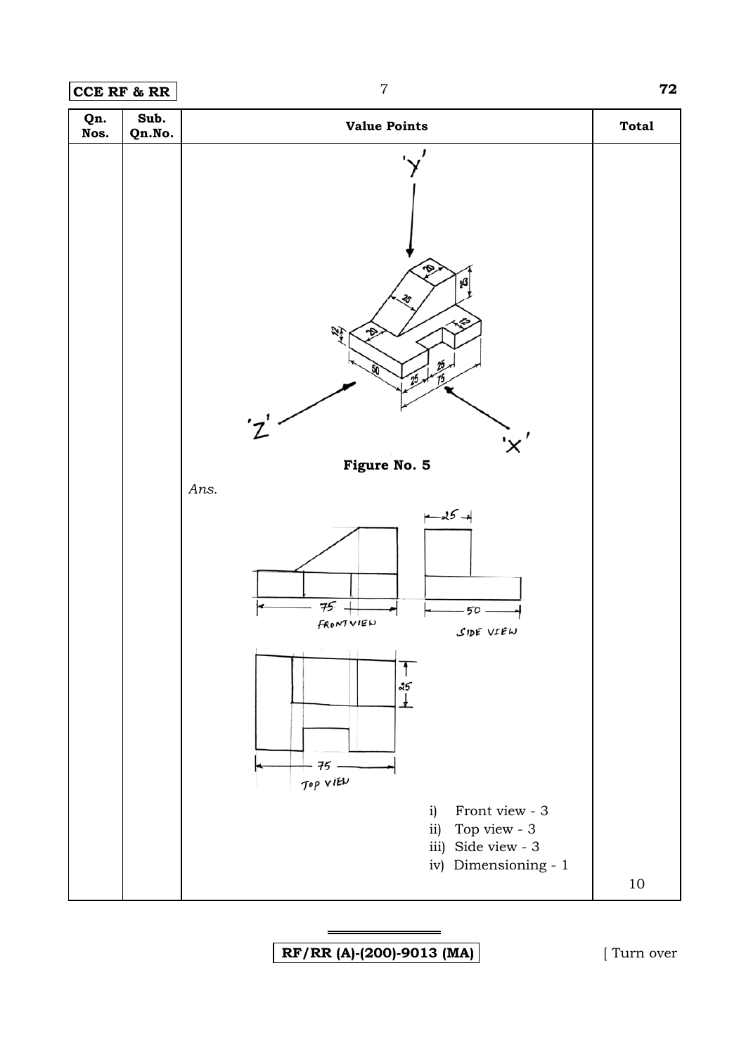| Qn. Nos. | Sub. Qn.No. | Value Points | Total |
|---|---|---|---|
| | | Figure No. 5 | |
| | | *Ans.* | |
| | | FRONT VIEW | |
| | | SIDE VIEW | |
| | | TOP VIEW | |
| | | i) Front view - 3<br>ii) Top view - 3<br>iii) Side view - 3<br>iv) Dimensioning - 1 | 10 |